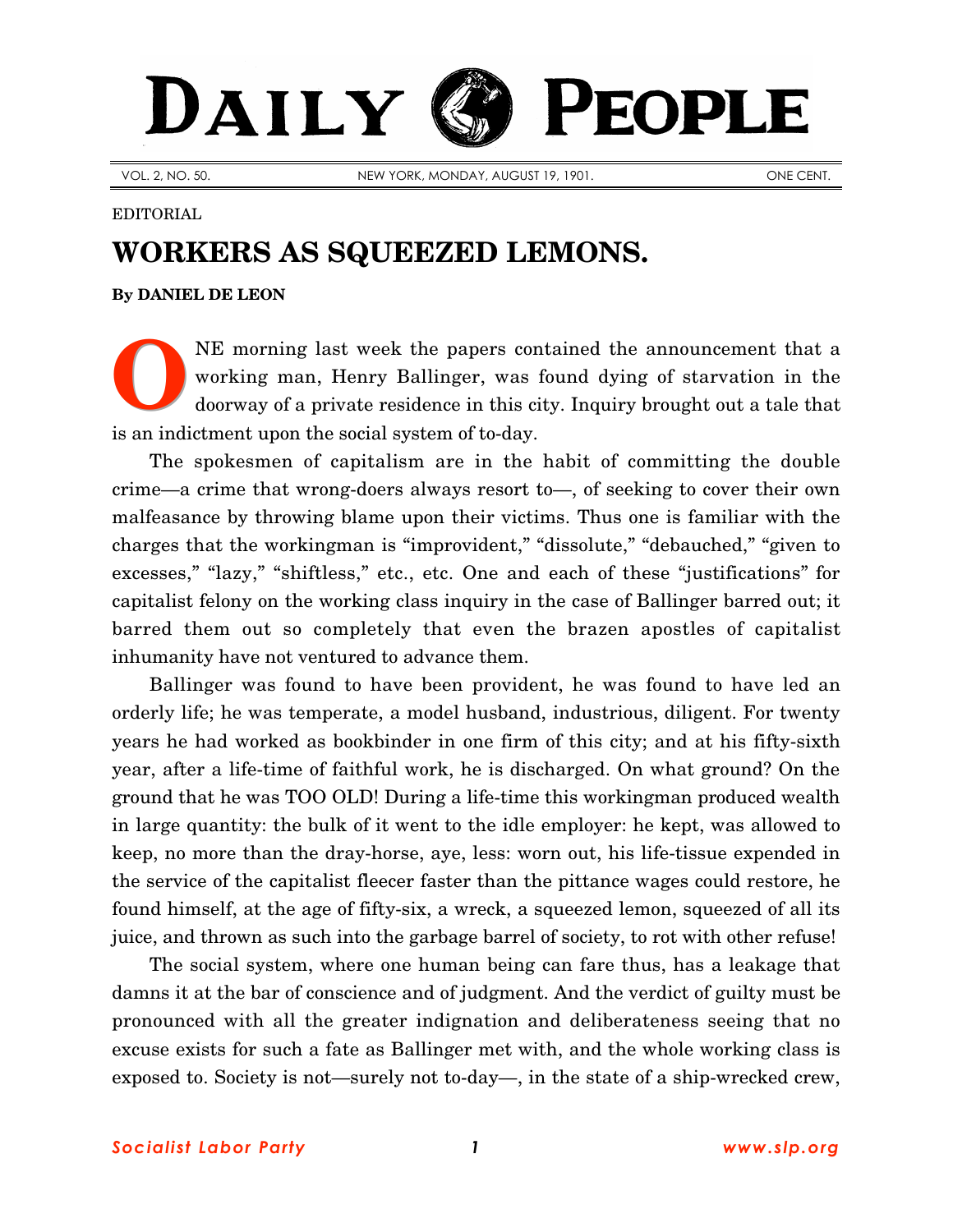# DAILY PEOPLE

VOL. 2, NO. 50. NEW YORK, MONDAY, AUGUST 19, 1901. ONE CENT.

EDITORIAL

## WORKERS AS SQUEEZED LEMONS.

**By DANIEL DE LEON**

ONE morning last week the papers contained the announcement that a working man, Henry Ballinger, was found dying of starvation in the doorway of a private residence in this city. Inquiry brought out a tale that is an indictment upon the social system of to-day.

The spokesmen of capitalism are in the habit of committing the double crime—a crime that wrong-doers always resort to—, of seeking to cover their own malfeasance by throwing blame upon their victims. Thus one is familiar with the charges that the workingman is "improvident," "dissolute," "debauched," "given to excesses," "lazy," "shiftless," etc., etc. One and each of these "justifications" for capitalist felony on the working class inquiry in the case of Ballinger barred out; it barred them out so completely that even the brazen apostles of capitalist inhumanity have not ventured to advance them.

Ballinger was found to have been provident, he was found to have led an orderly life; he was temperate, a model husband, industrious, diligent. For twenty years he had worked as bookbinder in one firm of this city; and at his fifty-sixth year, after a life-time of faithful work, he is discharged. On what ground? On the ground that he was TOO OLD! During a life-time this workingman produced wealth in large quantity: the bulk of it went to the idle employer: he kept, was allowed to keep, no more than the dray-horse, aye, less: worn out, his life-tissue expended in the service of the capitalist fleecer faster than the pittance wages could restore, he found himself, at the age of fifty-six, a wreck, a squeezed lemon, squeezed of all its juice, and thrown as such into the garbage barrel of society, to rot with other refuse!

The social system, where one human being can fare thus, has a leakage that damns it at the bar of conscience and of judgment. And the verdict of guilty must be pronounced with all the greater indignation and deliberateness seeing that no excuse exists for such a fate as Ballinger met with, and the whole working class is exposed to. Society is not—surely not to-day—, in the state of a ship-wrecked crew,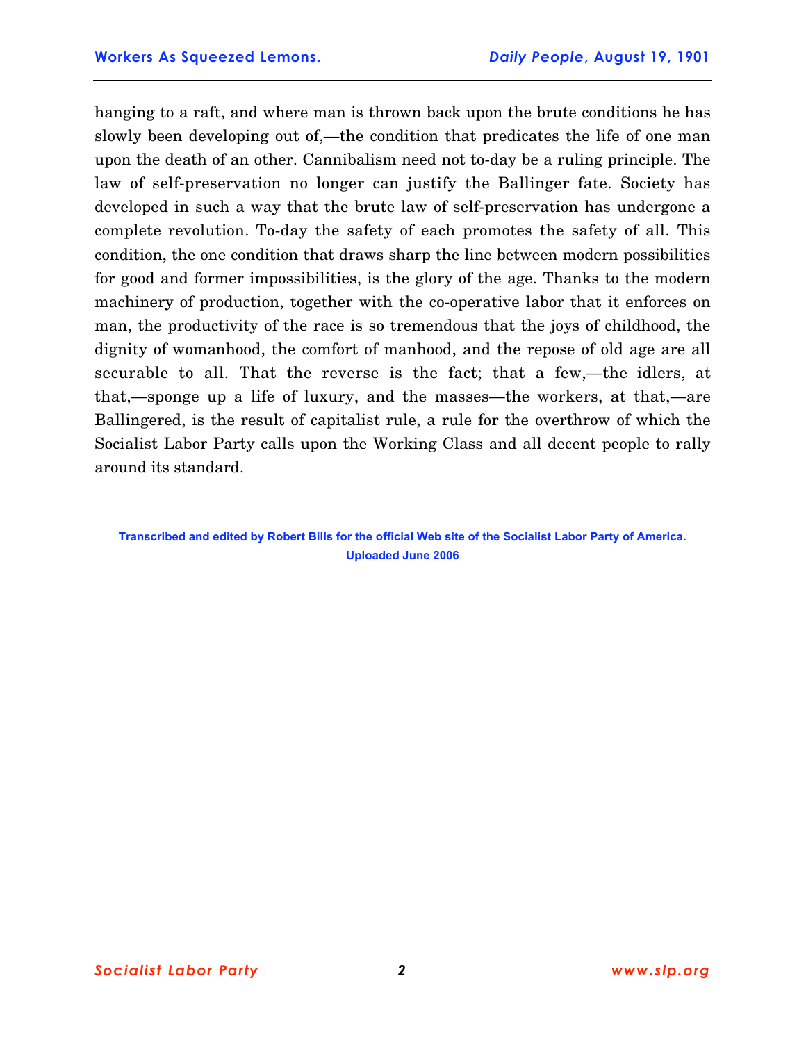hanging to a raft, and where man is thrown back upon the brute conditions he has slowly been developing out of,—the condition that predicates the life of one man upon the death of an other. Cannibalism need not to-day be a ruling principle. The law of self-preservation no longer can justify the Ballinger fate. Society has developed in such a way that the brute law of self-preservation has undergone a complete revolution. To-day the safety of each promotes the safety of all. This condition, the one condition that draws sharp the line between modern possibilities for good and former impossibilities, is the glory of the age. Thanks to the modern machinery of production, together with the co-operative labor that it enforces on man, the productivity of the race is so tremendous that the joys of childhood, the dignity of womanhood, the comfort of manhood, and the repose of old age are all securable to all. That the reverse is the fact; that a few,—the idlers, at that,—sponge up a life of luxury, and the masses—the workers, at that,—are Ballingered, is the result of capitalist rule, a rule for the overthrow of which the Socialist Labor Party calls upon the Working Class and all decent people to rally around its standard.

**Transcribed and edited by Robert Bills for the official Web site of the Socialist Labor Party of America. Uploaded June 2006**